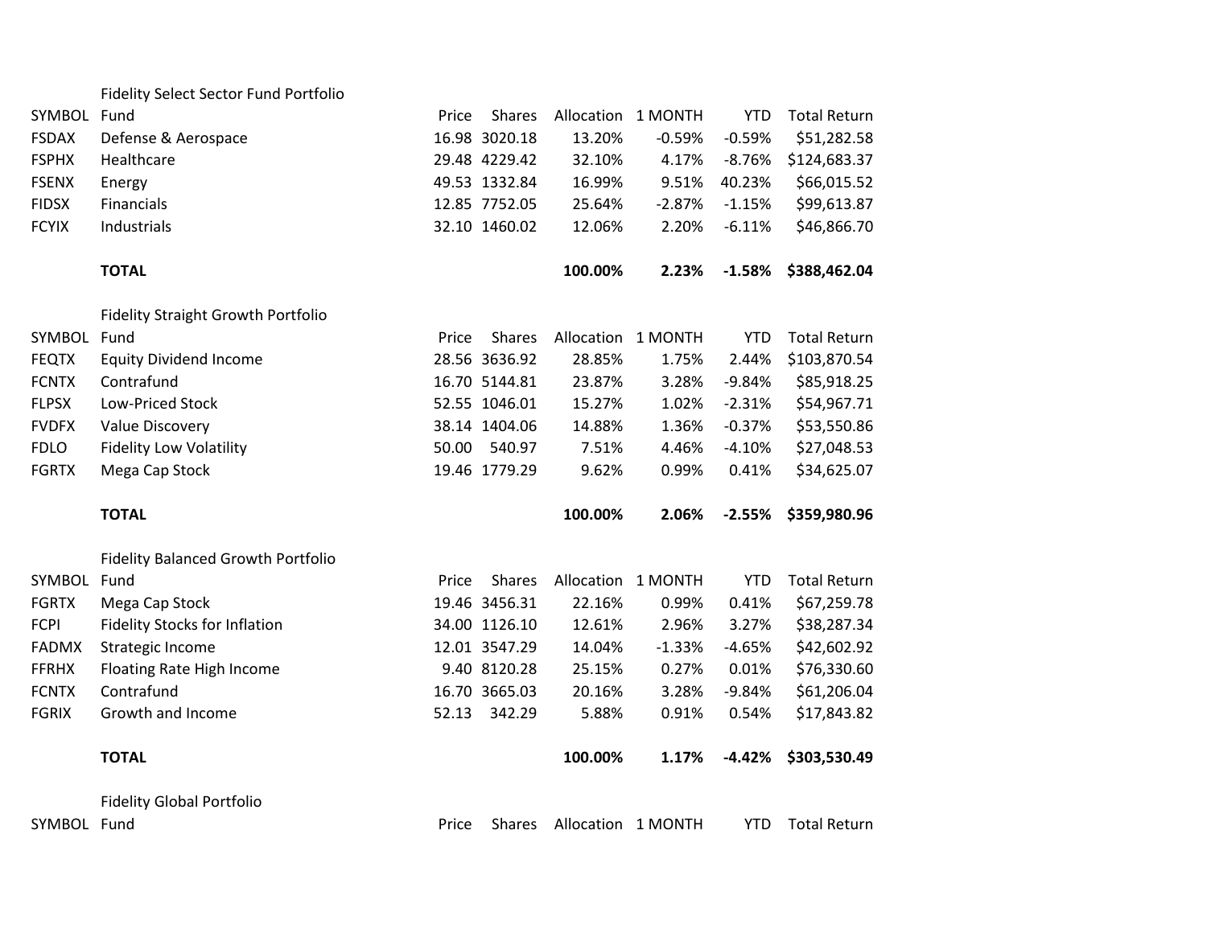## Fidelity Select Sector Fund Portfolio

| SYMBOL | Fund | Price | Shares | Allocation | 1 MONTH | YTD | Total Return |
|---|---|---|---|---|---|---|---|
| FSDAX | Defense & Aerospace | 16.98 | 3020.18 | 13.20% | -0.59% | -0.59% | $51,282.58 |
| FSPHX | Healthcare | 29.48 | 4229.42 | 32.10% | 4.17% | -8.76% | $124,683.37 |
| FSENX | Energy | 49.53 | 1332.84 | 16.99% | 9.51% | 40.23% | $66,015.52 |
| FIDSX | Financials | 12.85 | 7752.05 | 25.64% | -2.87% | -1.15% | $99,613.87 |
| FCYIX | Industrials | 32.10 | 1460.02 | 12.06% | 2.20% | -6.11% | $46,866.70 |
| | **TOTAL** | | | **100.00%** | **2.23%** | **-1.58%** | **$388,462.04** |

## Fidelity Straight Growth Portfolio

| SYMBOL | Fund | Price | Shares | Allocation | 1 MONTH | YTD | Total Return |
|---|---|---|---|---|---|---|---|
| FEQTX | Equity Dividend Income | 28.56 | 3636.92 | 28.85% | 1.75% | 2.44% | $103,870.54 |
| FCNTX | Contrafund | 16.70 | 5144.81 | 23.87% | 3.28% | -9.84% | $85,918.25 |
| FLPSX | Low-Priced Stock | 52.55 | 1046.01 | 15.27% | 1.02% | -2.31% | $54,967.71 |
| FVDFX | Value Discovery | 38.14 | 1404.06 | 14.88% | 1.36% | -0.37% | $53,550.86 |
| FDLO | Fidelity Low Volatility | 50.00 | 540.97 | 7.51% | 4.46% | -4.10% | $27,048.53 |
| FGRTX | Mega Cap Stock | 19.46 | 1779.29 | 9.62% | 0.99% | 0.41% | $34,625.07 |
| | **TOTAL** | | | **100.00%** | **2.06%** | **-2.55%** | **$359,980.96** |

## Fidelity Balanced Growth Portfolio

| SYMBOL | Fund | Price | Shares | Allocation | 1 MONTH | YTD | Total Return |
|---|---|---|---|---|---|---|---|
| FGRTX | Mega Cap Stock | 19.46 | 3456.31 | 22.16% | 0.99% | 0.41% | $67,259.78 |
| FCPI | Fidelity Stocks for Inflation | 34.00 | 1126.10 | 12.61% | 2.96% | 3.27% | $38,287.34 |
| FADMX | Strategic Income | 12.01 | 3547.29 | 14.04% | -1.33% | -4.65% | $42,602.92 |
| FFRHX | Floating Rate High Income | 9.40 | 8120.28 | 25.15% | 0.27% | 0.01% | $76,330.60 |
| FCNTX | Contrafund | 16.70 | 3665.03 | 20.16% | 3.28% | -9.84% | $61,206.04 |
| FGRIX | Growth and Income | 52.13 | 342.29 | 5.88% | 0.91% | 0.54% | $17,843.82 |
| | **TOTAL** | | | **100.00%** | **1.17%** | **-4.42%** | **$303,530.49** |

## Fidelity Global Portfolio

| SYMBOL | Fund | Price | Shares | Allocation | 1 MONTH | YTD | Total Return |
|---|---|---|---|---|---|---|---|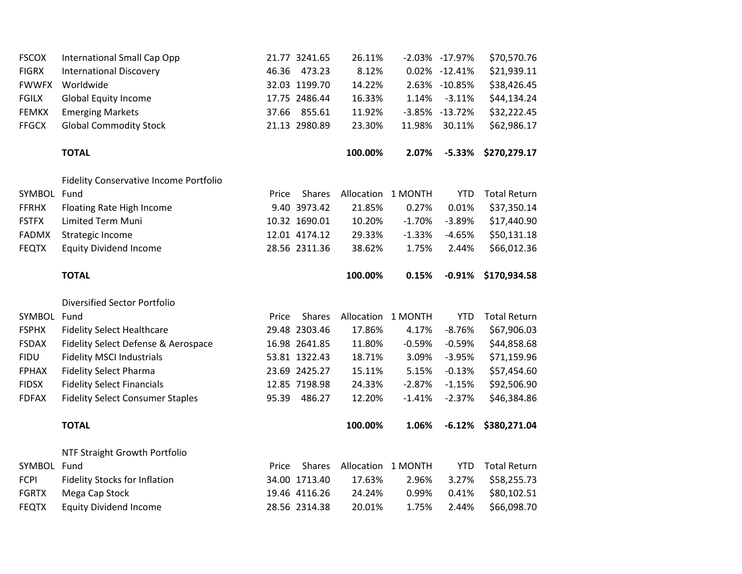| | | | | | | | |
|---|---|---|---|---|---|---|---|
| FSCOX | International Small Cap Opp | 21.77 | 3241.65 | 26.11% | -2.03% | -17.97% | $70,570.76 |
| FIGRX | International Discovery | 46.36 | 473.23 | 8.12% | 0.02% | -12.41% | $21,939.11 |
| FWWFX | Worldwide | 32.03 | 1199.70 | 14.22% | 2.63% | -10.85% | $38,426.45 |
| FGILX | Global Equity Income | 17.75 | 2486.44 | 16.33% | 1.14% | -3.11% | $44,134.24 |
| FEMKX | Emerging Markets | 37.66 | 855.61 | 11.92% | -3.85% | -13.72% | $32,222.45 |
| FFGCX | Global Commodity Stock | 21.13 | 2980.89 | 23.30% | 11.98% | 30.11% | $62,986.17 |
| | | | | | | | |
| | **TOTAL** | | | **100.00%** | **2.07%** | **-5.33%** | **$270,279.17** |

Fidelity Conservative Income Portfolio

| SYMBOL | Fund | Price | Shares | Allocation | 1 MONTH | YTD | Total Return |
|---|---|---|---|---|---|---|---|
| FFRHX | Floating Rate High Income | 9.40 | 3973.42 | 21.85% | 0.27% | 0.01% | $37,350.14 |
| FSTFX | Limited Term Muni | 10.32 | 1690.01 | 10.20% | -1.70% | -3.89% | $17,440.90 |
| FADMX | Strategic Income | 12.01 | 4174.12 | 29.33% | -1.33% | -4.65% | $50,131.18 |
| FEQTX | Equity Dividend Income | 28.56 | 2311.36 | 38.62% | 1.75% | 2.44% | $66,012.36 |
| | | | | | | | |
| | **TOTAL** | | | **100.00%** | **0.15%** | **-0.91%** | **$170,934.58** |

Diversified Sector Portfolio

| SYMBOL | Fund | Price | Shares | Allocation | 1 MONTH | YTD | Total Return |
|---|---|---|---|---|---|---|---|
| FSPHX | Fidelity Select Healthcare | 29.48 | 2303.46 | 17.86% | 4.17% | -8.76% | $67,906.03 |
| FSDAX | Fidelity Select Defense & Aerospace | 16.98 | 2641.85 | 11.80% | -0.59% | -0.59% | $44,858.68 |
| FIDU | Fidelity MSCI Industrials | 53.81 | 1322.43 | 18.71% | 3.09% | -3.95% | $71,159.96 |
| FPHAX | Fidelity Select Pharma | 23.69 | 2425.27 | 15.11% | 5.15% | -0.13% | $57,454.60 |
| FIDSX | Fidelity Select Financials | 12.85 | 7198.98 | 24.33% | -2.87% | -1.15% | $92,506.90 |
| FDFAX | Fidelity Select Consumer Staples | 95.39 | 486.27 | 12.20% | -1.41% | -2.37% | $46,384.86 |
| | | | | | | | |
| | **TOTAL** | | | **100.00%** | **1.06%** | **-6.12%** | **$380,271.04** |

NTF Straight Growth Portfolio

| SYMBOL | Fund | Price | Shares | Allocation | 1 MONTH | YTD | Total Return |
|---|---|---|---|---|---|---|---|
| FCPI | Fidelity Stocks for Inflation | 34.00 | 1713.40 | 17.63% | 2.96% | 3.27% | $58,255.73 |
| FGRTX | Mega Cap Stock | 19.46 | 4116.26 | 24.24% | 0.99% | 0.41% | $80,102.51 |
| FEQTX | Equity Dividend Income | 28.56 | 2314.38 | 20.01% | 1.75% | 2.44% | $66,098.70 |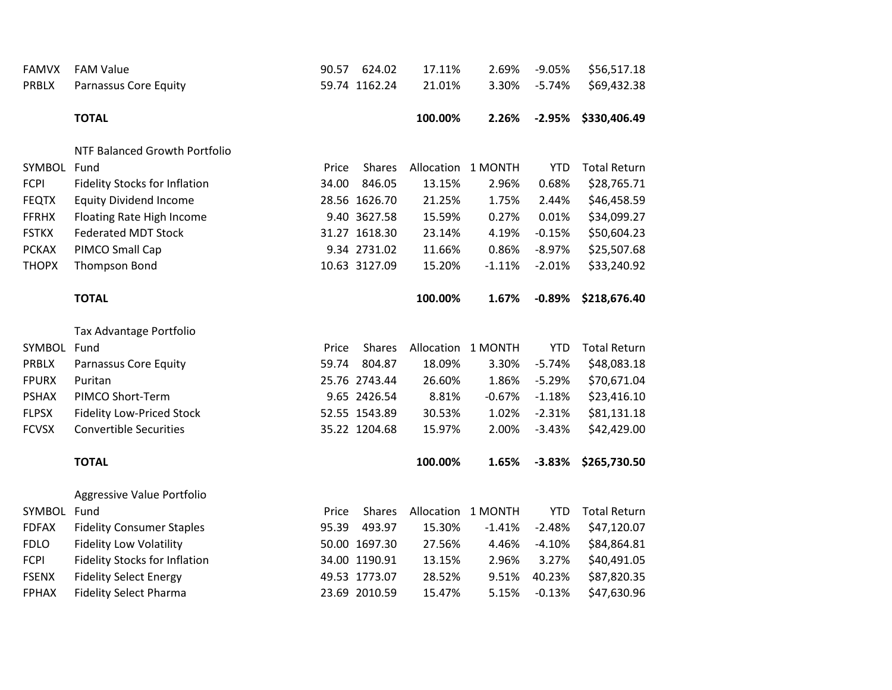| | | | | | | | |
|---|---|---|---|---|---|---|---|
| FAMVX | FAM Value | 90.57 | 624.02 | 17.11% | 2.69% | -9.05% | $56,517.18 |
| PRBLX | Parnassus Core Equity | 59.74 | 1162.24 | 21.01% | 3.30% | -5.74% | $69,432.38 |
| | **TOTAL** | | | **100.00%** | **2.26%** | **-2.95%** | **$330,406.49** |

NTF Balanced Growth Portfolio

| SYMBOL | Fund | Price | Shares | Allocation | 1 MONTH | YTD | Total Return |
|---|---|---|---|---|---|---|---|
| FCPI | Fidelity Stocks for Inflation | 34.00 | 846.05 | 13.15% | 2.96% | 0.68% | $28,765.71 |
| FEQTX | Equity Dividend Income | 28.56 | 1626.70 | 21.25% | 1.75% | 2.44% | $46,458.59 |
| FFRHX | Floating Rate High Income | 9.40 | 3627.58 | 15.59% | 0.27% | 0.01% | $34,099.27 |
| FSTKX | Federated MDT Stock | 31.27 | 1618.30 | 23.14% | 4.19% | -0.15% | $50,604.23 |
| PCKAX | PIMCO Small Cap | 9.34 | 2731.02 | 11.66% | 0.86% | -8.97% | $25,507.68 |
| THOPX | Thompson Bond | 10.63 | 3127.09 | 15.20% | -1.11% | -2.01% | $33,240.92 |
| | **TOTAL** | | | **100.00%** | **1.67%** | **-0.89%** | **$218,676.40** |

Tax Advantage Portfolio

| SYMBOL | Fund | Price | Shares | Allocation | 1 MONTH | YTD | Total Return |
|---|---|---|---|---|---|---|---|
| PRBLX | Parnassus Core Equity | 59.74 | 804.87 | 18.09% | 3.30% | -5.74% | $48,083.18 |
| FPURX | Puritan | 25.76 | 2743.44 | 26.60% | 1.86% | -5.29% | $70,671.04 |
| PSHAX | PIMCO Short-Term | 9.65 | 2426.54 | 8.81% | -0.67% | -1.18% | $23,416.10 |
| FLPSX | Fidelity Low-Priced Stock | 52.55 | 1543.89 | 30.53% | 1.02% | -2.31% | $81,131.18 |
| FCVSX | Convertible Securities | 35.22 | 1204.68 | 15.97% | 2.00% | -3.43% | $42,429.00 |
| | **TOTAL** | | | **100.00%** | **1.65%** | **-3.83%** | **$265,730.50** |

Aggressive Value Portfolio

| SYMBOL | Fund | Price | Shares | Allocation | 1 MONTH | YTD | Total Return |
|---|---|---|---|---|---|---|---|
| FDFAX | Fidelity Consumer Staples | 95.39 | 493.97 | 15.30% | -1.41% | -2.48% | $47,120.07 |
| FDLO | Fidelity Low Volatility | 50.00 | 1697.30 | 27.56% | 4.46% | -4.10% | $84,864.81 |
| FCPI | Fidelity Stocks for Inflation | 34.00 | 1190.91 | 13.15% | 2.96% | 3.27% | $40,491.05 |
| FSENX | Fidelity Select Energy | 49.53 | 1773.07 | 28.52% | 9.51% | 40.23% | $87,820.35 |
| FPHAX | Fidelity Select Pharma | 23.69 | 2010.59 | 15.47% | 5.15% | -0.13% | $47,630.96 |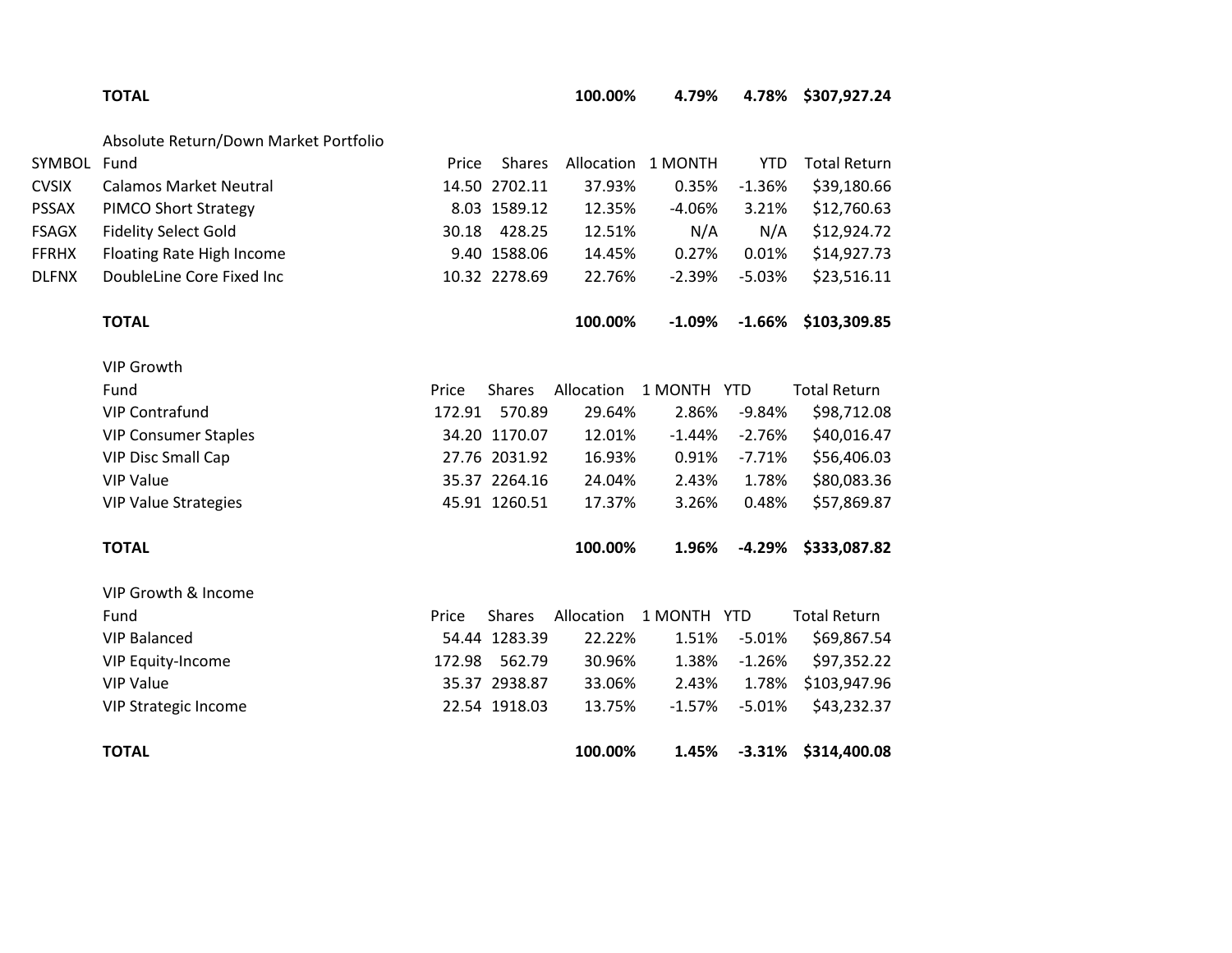| | | | | Allocation | 1 MONTH | YTD | Total Return |
|---|---|---|---|---|---|---|---|
| | **TOTAL** | | | **100.00%** | **4.79%** | **4.78%** | **$307,927.24** |

Absolute Return/Down Market Portfolio

| SYMBOL | Fund | Price | Shares | Allocation | 1 MONTH | YTD | Total Return |
|---|---|---|---|---|---|---|---|
| CVSIX | Calamos Market Neutral | 14.50 | 2702.11 | 37.93% | 0.35% | -1.36% | $39,180.66 |
| PSSAX | PIMCO Short Strategy | 8.03 | 1589.12 | 12.35% | -4.06% | 3.21% | $12,760.63 |
| FSAGX | Fidelity Select Gold | 30.18 | 428.25 | 12.51% | N/A | N/A | $12,924.72 |
| FFRHX | Floating Rate High Income | 9.40 | 1588.06 | 14.45% | 0.27% | 0.01% | $14,927.73 |
| DLFNX | DoubleLine Core Fixed Inc | 10.32 | 2278.69 | 22.76% | -2.39% | -5.03% | $23,516.11 |
| | **TOTAL** | | | **100.00%** | **-1.09%** | **-1.66%** | **$103,309.85** |

VIP Growth

| Fund | Price | Shares | Allocation | 1 MONTH | YTD | Total Return |
|---|---|---|---|---|---|---|
| VIP Contrafund | 172.91 | 570.89 | 29.64% | 2.86% | -9.84% | $98,712.08 |
| VIP Consumer Staples | 34.20 | 1170.07 | 12.01% | -1.44% | -2.76% | $40,016.47 |
| VIP Disc Small Cap | 27.76 | 2031.92 | 16.93% | 0.91% | -7.71% | $56,406.03 |
| VIP Value | 35.37 | 2264.16 | 24.04% | 2.43% | 1.78% | $80,083.36 |
| VIP Value Strategies | 45.91 | 1260.51 | 17.37% | 3.26% | 0.48% | $57,869.87 |
| **TOTAL** | | | **100.00%** | **1.96%** | **-4.29%** | **$333,087.82** |

VIP Growth & Income

| Fund | Price | Shares | Allocation | 1 MONTH | YTD | Total Return |
|---|---|---|---|---|---|---|
| VIP Balanced | 54.44 | 1283.39 | 22.22% | 1.51% | -5.01% | $69,867.54 |
| VIP Equity-Income | 172.98 | 562.79 | 30.96% | 1.38% | -1.26% | $97,352.22 |
| VIP Value | 35.37 | 2938.87 | 33.06% | 2.43% | 1.78% | $103,947.96 |
| VIP Strategic Income | 22.54 | 1918.03 | 13.75% | -1.57% | -5.01% | $43,232.37 |
| **TOTAL** | | | **100.00%** | **1.45%** | **-3.31%** | **$314,400.08** |